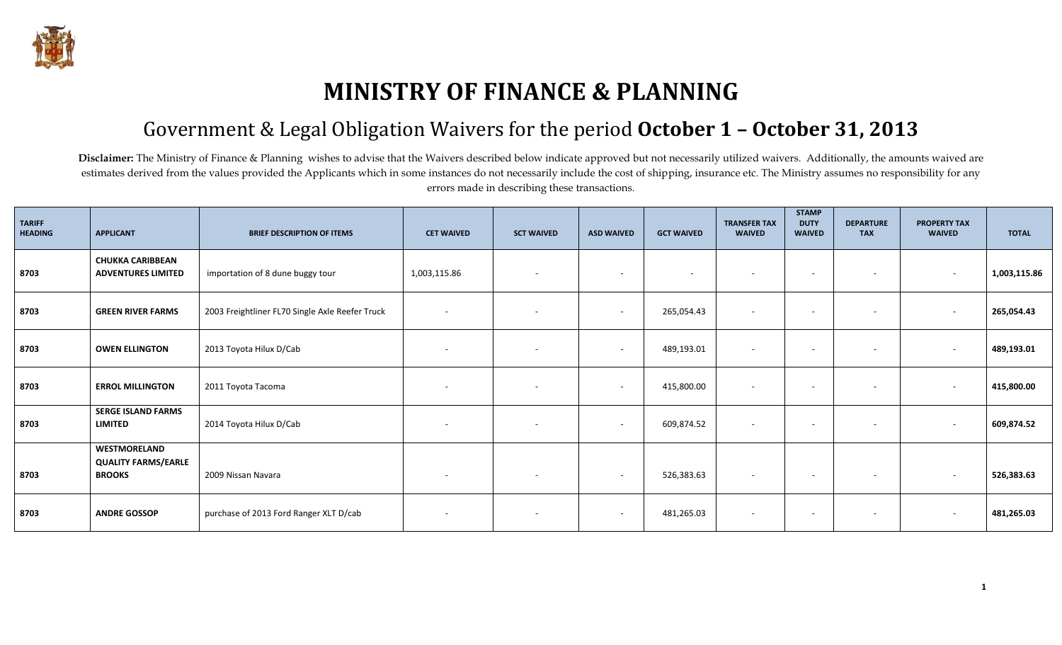# MINISTRY OF FINANCE & PLANNING

## Government & Legal Obligation Waivers for the period **October 1 – October 31, 2013**

**Disclaimer:** The Ministry of Finance & Planning wishes to advise that the Waivers described below indicate approved but not necessarily utilized waivers. Additionally, the amounts waived are estimates derived from the values provided the Applicants which in some instances do not necessarily include the cost of shipping, insurance etc. The Ministry assumes no responsibility for any errors made in describing these transactions.

| TARIFF HEADING | APPLICANT | BRIEF DESCRIPTION OF ITEMS | CET WAIVED | SCT WAIVED | ASD WAIVED | GCT WAIVED | TRANSFER TAX WAIVED | STAMP DUTY WAIVED | DEPARTURE TAX | PROPERTY TAX WAIVED | TOTAL |
|---|---|---|---|---|---|---|---|---|---|---|---|
| 8703 | **CHUKKA CARIBBEAN ADVENTURES LIMITED** | importation of 8 dune buggy tour | 1,003,115.86 | - | - | - | - | - | - | - | **1,003,115.86** |
| 8703 | **GREEN RIVER FARMS** | 2003 Freightliner FL70 Single Axle Reefer Truck | - | - | - | 265,054.43 | - | - | - | - | **265,054.43** |
| 8703 | **OWEN ELLINGTON** | 2013 Toyota Hilux D/Cab | - | - | - | 489,193.01 | - | - | - | - | **489,193.01** |
| 8703 | **ERROL MILLINGTON** | 2011 Toyota Tacoma | - | - | - | 415,800.00 | - | - | - | - | **415,800.00** |
| 8703 | **SERGE ISLAND FARMS LIMITED** | 2014 Toyota Hilux D/Cab | - | - | - | 609,874.52 | - | - | - | - | **609,874.52** |
| 8703 | **WESTMORELAND QUALITY FARMS/EARLE BROOKS** | 2009 Nissan Navara | - | - | - | 526,383.63 | - | - | - | - | **526,383.63** |
| 8703 | **ANDRE GOSSOP** | purchase of 2013 Ford Ranger XLT D/cab | - | - | - | 481,265.03 | - | - | - | - | **481,265.03** |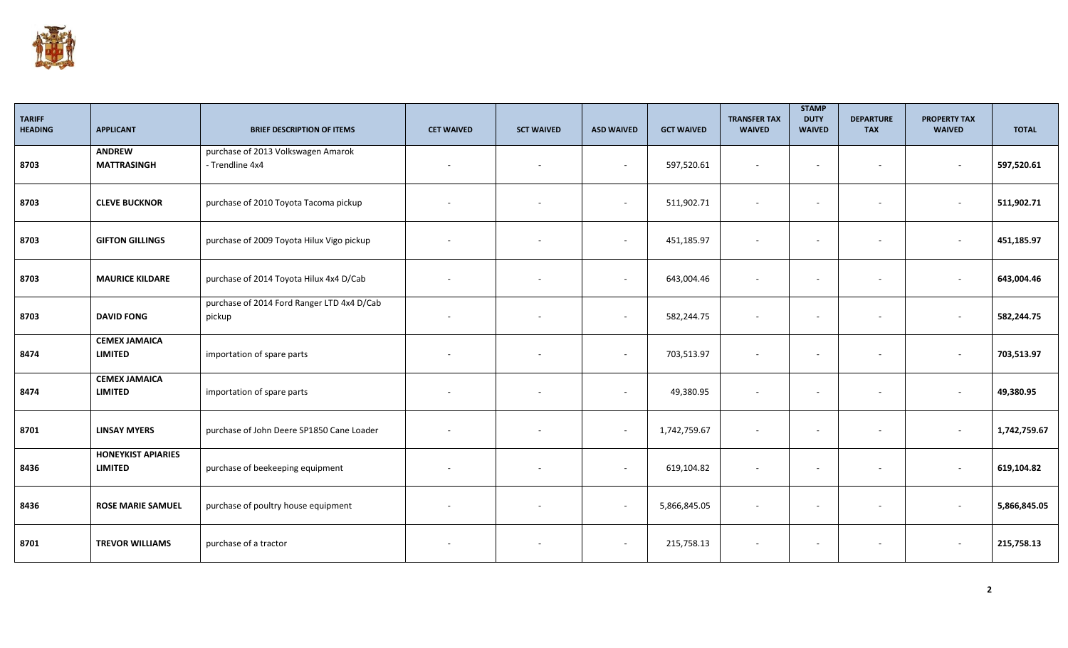| TARIFF HEADING | APPLICANT | BRIEF DESCRIPTION OF ITEMS | CET WAIVED | SCT WAIVED | ASD WAIVED | GCT WAIVED | TRANSFER TAX WAIVED | STAMP DUTY WAIVED | DEPARTURE TAX | PROPERTY TAX WAIVED | TOTAL |
|---|---|---|---|---|---|---|---|---|---|---|---|
| 8703 | **ANDREW MATTRASINGH** | purchase of 2013 Volkswagen Amarok - Trendline 4x4 | - | - | - | 597,520.61 | - | - | - | - | **597,520.61** |
| 8703 | **CLEVE BUCKNOR** | purchase of 2010 Toyota Tacoma pickup | - | - | - | 511,902.71 | - | - | - | - | **511,902.71** |
| 8703 | **GIFTON GILLINGS** | purchase of 2009 Toyota Hilux Vigo pickup | - | - | - | 451,185.97 | - | - | - | - | **451,185.97** |
| 8703 | **MAURICE KILDARE** | purchase of 2014 Toyota Hilux 4x4 D/Cab | - | - | - | 643,004.46 | - | - | - | - | **643,004.46** |
| 8703 | **DAVID FONG** | purchase of 2014 Ford Ranger LTD 4x4 D/Cab pickup | - | - | - | 582,244.75 | - | - | - | - | **582,244.75** |
| 8474 | **CEMEX JAMAICA LIMITED** | importation of spare parts | - | - | - | 703,513.97 | - | - | - | - | **703,513.97** |
| 8474 | **CEMEX JAMAICA LIMITED** | importation of spare parts | - | - | - | 49,380.95 | - | - | - | - | **49,380.95** |
| 8701 | **LINSAY MYERS** | purchase of John Deere SP1850 Cane Loader | - | - | - | 1,742,759.67 | - | - | - | - | **1,742,759.67** |
| 8436 | **HONEYKIST APIARIES LIMITED** | purchase of beekeeping equipment | - | - | - | 619,104.82 | - | - | - | - | **619,104.82** |
| 8436 | **ROSE MARIE SAMUEL** | purchase of poultry house equipment | - | - | - | 5,866,845.05 | - | - | - | - | **5,866,845.05** |
| 8701 | **TREVOR WILLIAMS** | purchase of a tractor | - | - | - | 215,758.13 | - | - | - | - | **215,758.13** |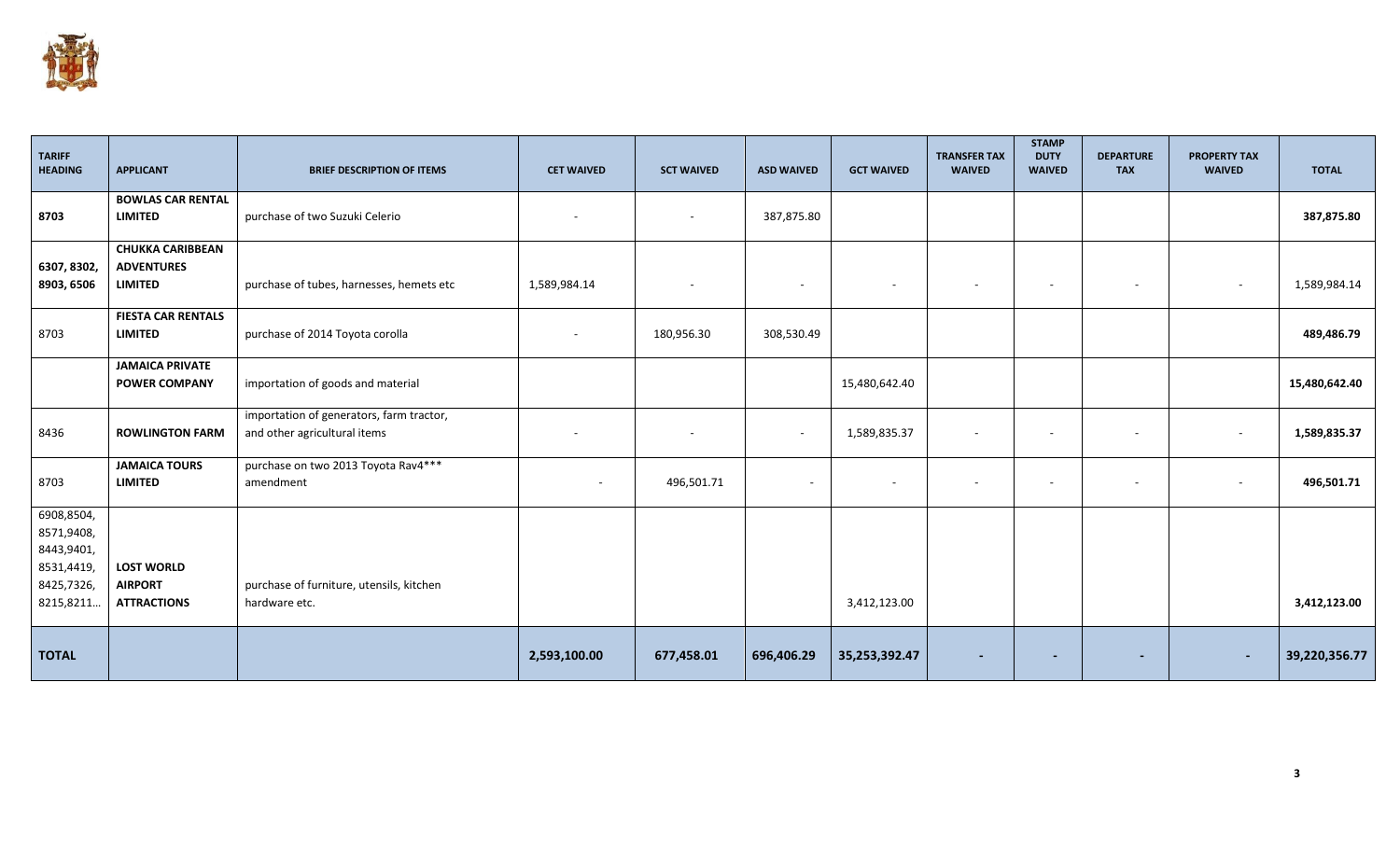| TARIFF HEADING | APPLICANT | BRIEF DESCRIPTION OF ITEMS | CET WAIVED | SCT WAIVED | ASD WAIVED | GCT WAIVED | TRANSFER TAX WAIVED | STAMP DUTY WAIVED | DEPARTURE TAX | PROPERTY TAX WAIVED | TOTAL |
|---|---|---|---|---|---|---|---|---|---|---|---|
| **8703** | **BOWLAS CAR RENTAL LIMITED** | purchase of two Suzuki Celerio | - | - | 387,875.80 | | | | | | **387,875.80** |
| **6307, 8302, 8903, 6506** | **CHUKKA CARIBBEAN ADVENTURES LIMITED** | purchase of tubes, harnesses, hemets etc | 1,589,984.14 | - | - | - | - | - | - | - | 1,589,984.14 |
| 8703 | **FIESTA CAR RENTALS LIMITED** | purchase of 2014 Toyota corolla | - | 180,956.30 | 308,530.49 | | | | | | **489,486.79** |
| | **JAMAICA PRIVATE POWER COMPANY** | importation of goods and material | | | | 15,480,642.40 | | | | | **15,480,642.40** |
| 8436 | **ROWLINGTON FARM** | importation of generators, farm tractor, and other agricultural items | - | - | - | 1,589,835.37 | - | - | - | - | **1,589,835.37** |
| 8703 | **JAMAICA TOURS LIMITED** | purchase on two 2013 Toyota Rav4*** amendment | - | 496,501.71 | - | - | - | - | - | - | **496,501.71** |
| 6908,8504, 8571,9408, 8443,9401, 8531,4419, 8425,7326, 8215,8211... | **LOST WORLD AIRPORT ATTRACTIONS** | purchase of furniture, utensils, kitchen hardware etc. | | | | 3,412,123.00 | | | | | **3,412,123.00** |
| **TOTAL** | | | **2,593,100.00** | **677,458.01** | **696,406.29** | **35,253,392.47** | **-** | **-** | **-** | **-** | **39,220,356.77** |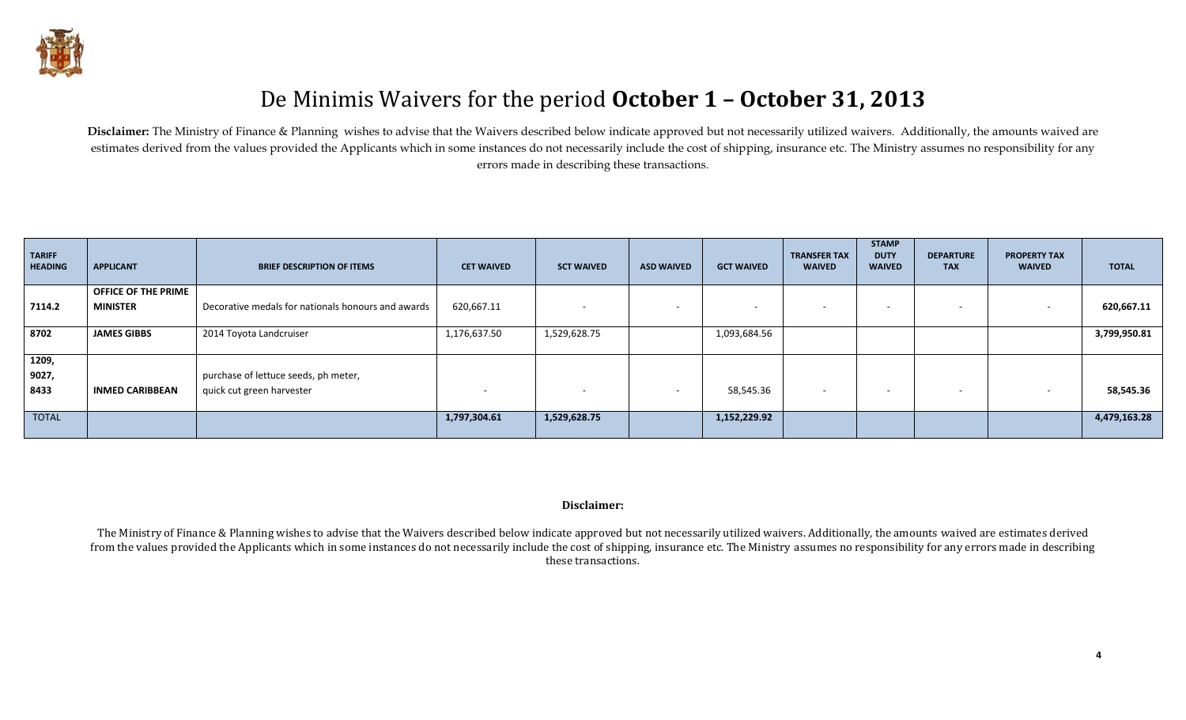# De Minimis Waivers for the period **October 1 – October 31, 2013**

**Disclaimer:** The Ministry of Finance & Planning wishes to advise that the Waivers described below indicate approved but not necessarily utilized waivers. Additionally, the amounts waived are estimates derived from the values provided the Applicants which in some instances do not necessarily include the cost of shipping, insurance etc. The Ministry assumes no responsibility for any errors made in describing these transactions.

| TARIFF HEADING | APPLICANT | BRIEF DESCRIPTION OF ITEMS | CET WAIVED | SCT WAIVED | ASD WAIVED | GCT WAIVED | TRANSFER TAX WAIVED | STAMP DUTY WAIVED | DEPARTURE TAX | PROPERTY TAX WAIVED | TOTAL |
|---|---|---|---|---|---|---|---|---|---|---|---|
| **7114.2** | **OFFICE OF THE PRIME MINISTER** | Decorative medals for nationals honours and awards | 620,667.11 | - | - | - | - | - | - | - | **620,667.11** |
| **8702** | **JAMES GIBBS** | 2014 Toyota Landcruiser | 1,176,637.50 | 1,529,628.75 | | 1,093,684.56 | | | | | **3,799,950.81** |
| **1209, 9027, 8433** | **INMED CARIBBEAN** | purchase of lettuce seeds, ph meter, quick cut green harvester | - | - | - | 58,545.36 | - | - | - | - | **58,545.36** |
| TOTAL | | | **1,797,304.61** | **1,529,628.75** | | **1,152,229.92** | | | | | **4,479,163.28** |

**Disclaimer:**

The Ministry of Finance & Planning wishes to advise that the Waivers described below indicate approved but not necessarily utilized waivers. Additionally, the amounts waived are estimates derived from the values provided the Applicants which in some instances do not necessarily include the cost of shipping, insurance etc. The Ministry assumes no responsibility for any errors made in describing these transactions.